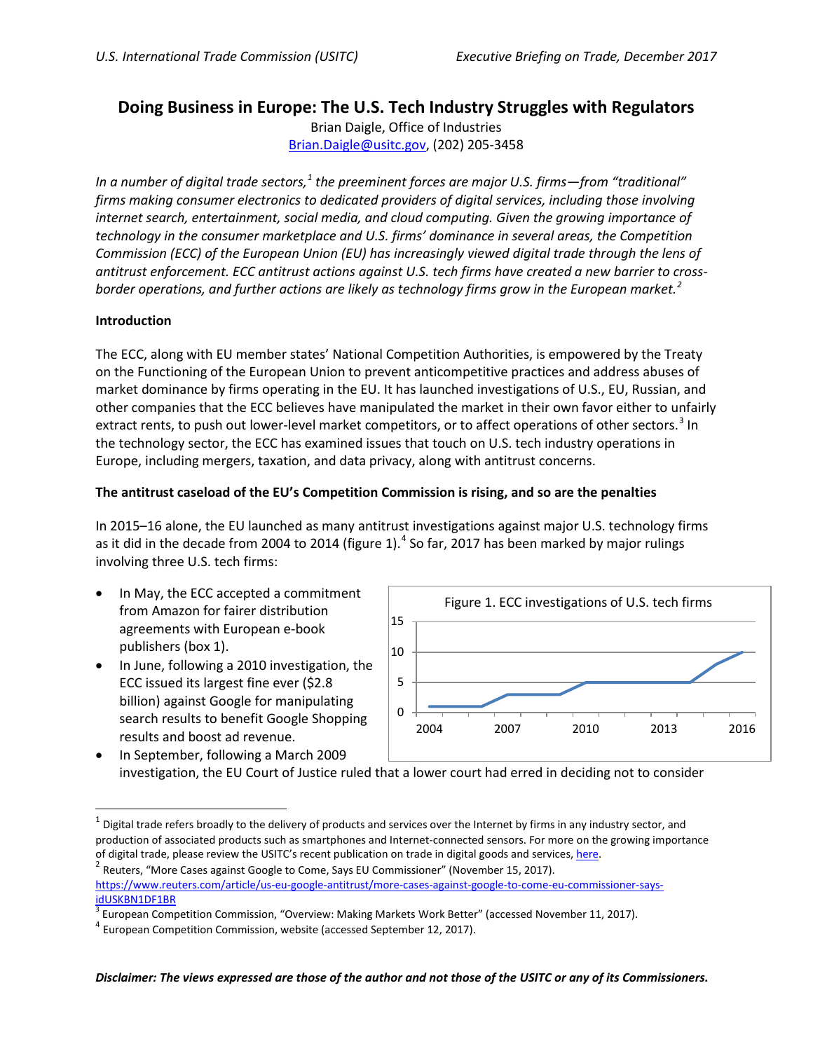U.S. International Trade Commission (USITC) Executive Briefing on Trade, December 2017

# Doing Business in Europe: The U.S. Tech Industry Struggles with Regulators

Brian Daigle, Office of Industries
Brian.Daigle@usitc.gov, (202) 205-3458

*In a number of digital trade sectors,[1] the preeminent forces are major U.S. firms—from "traditional" firms making consumer electronics to dedicated providers of digital services, including those involving internet search, entertainment, social media, and cloud computing. Given the growing importance of technology in the consumer marketplace and U.S. firms' dominance in several areas, the Competition Commission (ECC) of the European Union (EU) has increasingly viewed digital trade through the lens of antitrust enforcement. ECC antitrust actions against U.S. tech firms have created a new barrier to cross-border operations, and further actions are likely as technology firms grow in the European market.[2]*

**Introduction**

The ECC, along with EU member states' National Competition Authorities, is empowered by the Treaty on the Functioning of the European Union to prevent anticompetitive practices and address abuses of market dominance by firms operating in the EU. It has launched investigations of U.S., EU, Russian, and other companies that the ECC believes have manipulated the market in their own favor either to unfairly extract rents, to push out lower-level market competitors, or to affect operations of other sectors.[3] In the technology sector, the ECC has examined issues that touch on U.S. tech industry operations in Europe, including mergers, taxation, and data privacy, along with antitrust concerns.

**The antitrust caseload of the EU's Competition Commission is rising, and so are the penalties**

In 2015–16 alone, the EU launched as many antitrust investigations against major U.S. technology firms as it did in the decade from 2004 to 2014 (figure 1).[4] So far, 2017 has been marked by major rulings involving three U.S. tech firms:

- In May, the ECC accepted a commitment from Amazon for fairer distribution agreements with European e-book publishers (box 1).
- In June, following a 2010 investigation, the ECC issued its largest fine ever ($2.8 billion) against Google for manipulating search results to benefit Google Shopping results and boost ad revenue.
- In September, following a March 2009 investigation, the EU Court of Justice ruled that a lower court had erred in deciding not to consider

Figure 1. ECC investigations of U.S. tech firms

| Year | 2004 | 2005 | 2006 | 2007 | 2008 | 2009 | 2010 | 2011 | 2012 | 2013 | 2014 | 2015 | 2016 |
|---|---|---|---|---|---|---|---|---|---|---|---|---|---|
| Investigations | 1 | 1 | 1 | 3 | 3 | 3 | 5 | 5 | 5 | 5 | 5 | 8 | 10 |

[1] Digital trade refers broadly to the delivery of products and services over the Internet by firms in any industry sector, and production of associated products such as smartphones and Internet-connected sensors. For more on the growing importance of digital trade, please review the USITC's recent publication on trade in digital goods and services, here.

[2] Reuters, "More Cases against Google to Come, Says EU Commissioner" (November 15, 2017). https://www.reuters.com/article/us-eu-google-antitrust/more-cases-against-google-to-come-eu-commissioner-says-idUSKBN1DF1BR

[3] European Competition Commission, "Overview: Making Markets Work Better" (accessed November 11, 2017).

[4] European Competition Commission, website (accessed September 12, 2017).

***Disclaimer: The views expressed are those of the author and not those of the USITC or any of its Commissioners.***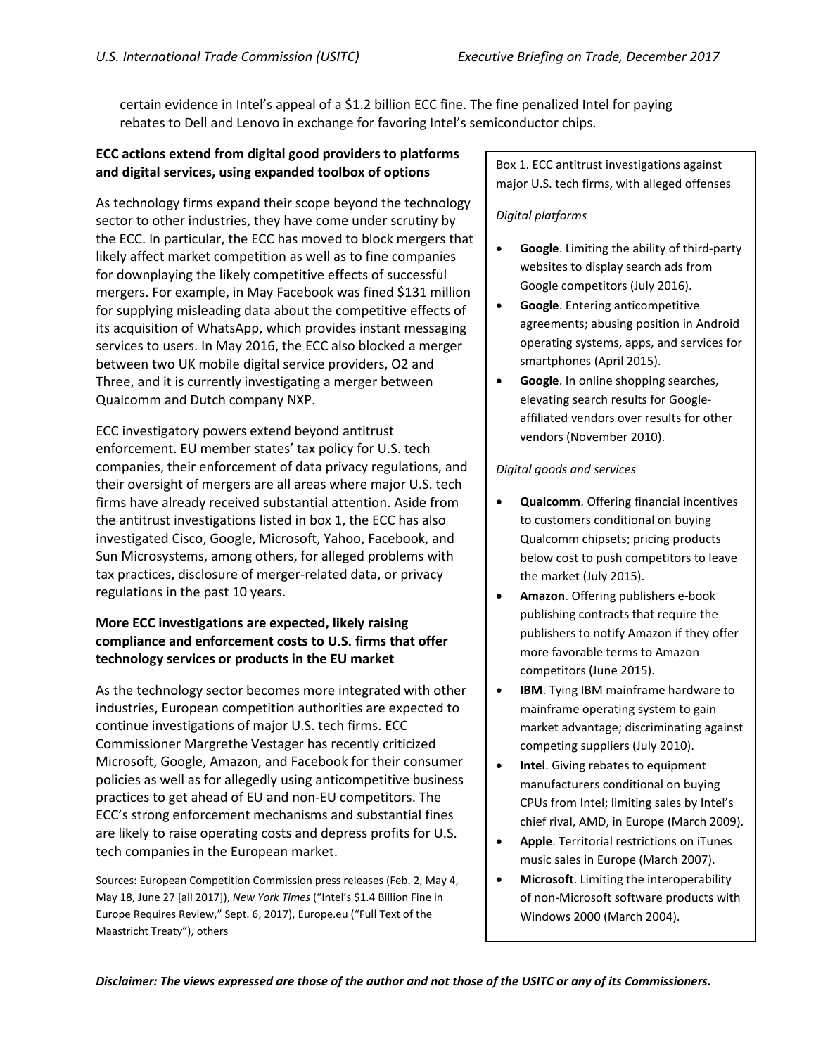certain evidence in Intel's appeal of a $1.2 billion ECC fine. The fine penalized Intel for paying rebates to Dell and Lenovo in exchange for favoring Intel's semiconductor chips.

### ECC actions extend from digital good providers to platforms and digital services, using expanded toolbox of options

As technology firms expand their scope beyond the technology sector to other industries, they have come under scrutiny by the ECC. In particular, the ECC has moved to block mergers that likely affect market competition as well as to fine companies for downplaying the likely competitive effects of successful mergers. For example, in May Facebook was fined $131 million for supplying misleading data about the competitive effects of its acquisition of WhatsApp, which provides instant messaging services to users. In May 2016, the ECC also blocked a merger between two UK mobile digital service providers, O2 and Three, and it is currently investigating a merger between Qualcomm and Dutch company NXP.

ECC investigatory powers extend beyond antitrust enforcement. EU member states' tax policy for U.S. tech companies, their enforcement of data privacy regulations, and their oversight of mergers are all areas where major U.S. tech firms have already received substantial attention. Aside from the antitrust investigations listed in box 1, the ECC has also investigated Cisco, Google, Microsoft, Yahoo, Facebook, and Sun Microsystems, among others, for alleged problems with tax practices, disclosure of merger-related data, or privacy regulations in the past 10 years.

### More ECC investigations are expected, likely raising compliance and enforcement costs to U.S. firms that offer technology services or products in the EU market

As the technology sector becomes more integrated with other industries, European competition authorities are expected to continue investigations of major U.S. tech firms. ECC Commissioner Margrethe Vestager has recently criticized Microsoft, Google, Amazon, and Facebook for their consumer policies as well as for allegedly using anticompetitive business practices to get ahead of EU and non-EU competitors. The ECC's strong enforcement mechanisms and substantial fines are likely to raise operating costs and depress profits for U.S. tech companies in the European market.

Sources: European Competition Commission press releases (Feb. 2, May 4, May 18, June 27 [all 2017]), *New York Times* ("Intel's $1.4 Billion Fine in Europe Requires Review," Sept. 6, 2017), Europe.eu ("Full Text of the Maastricht Treaty"), others

Box 1. ECC antitrust investigations against major U.S. tech firms, with alleged offenses

*Digital platforms*

- **Google**. Limiting the ability of third-party websites to display search ads from Google competitors (July 2016).
- **Google**. Entering anticompetitive agreements; abusing position in Android operating systems, apps, and services for smartphones (April 2015).
- **Google**. In online shopping searches, elevating search results for Google-affiliated vendors over results for other vendors (November 2010).

*Digital goods and services*

- **Qualcomm**. Offering financial incentives to customers conditional on buying Qualcomm chipsets; pricing products below cost to push competitors to leave the market (July 2015).
- **Amazon**. Offering publishers e-book publishing contracts that require the publishers to notify Amazon if they offer more favorable terms to Amazon competitors (June 2015).
- **IBM**. Tying IBM mainframe hardware to mainframe operating system to gain market advantage; discriminating against competing suppliers (July 2010).
- **Intel**. Giving rebates to equipment manufacturers conditional on buying CPUs from Intel; limiting sales by Intel's chief rival, AMD, in Europe (March 2009).
- **Apple**. Territorial restrictions on iTunes music sales in Europe (March 2007).
- **Microsoft**. Limiting the interoperability of non-Microsoft software products with Windows 2000 (March 2004).

***Disclaimer: The views expressed are those of the author and not those of the USITC or any of its Commissioners.***